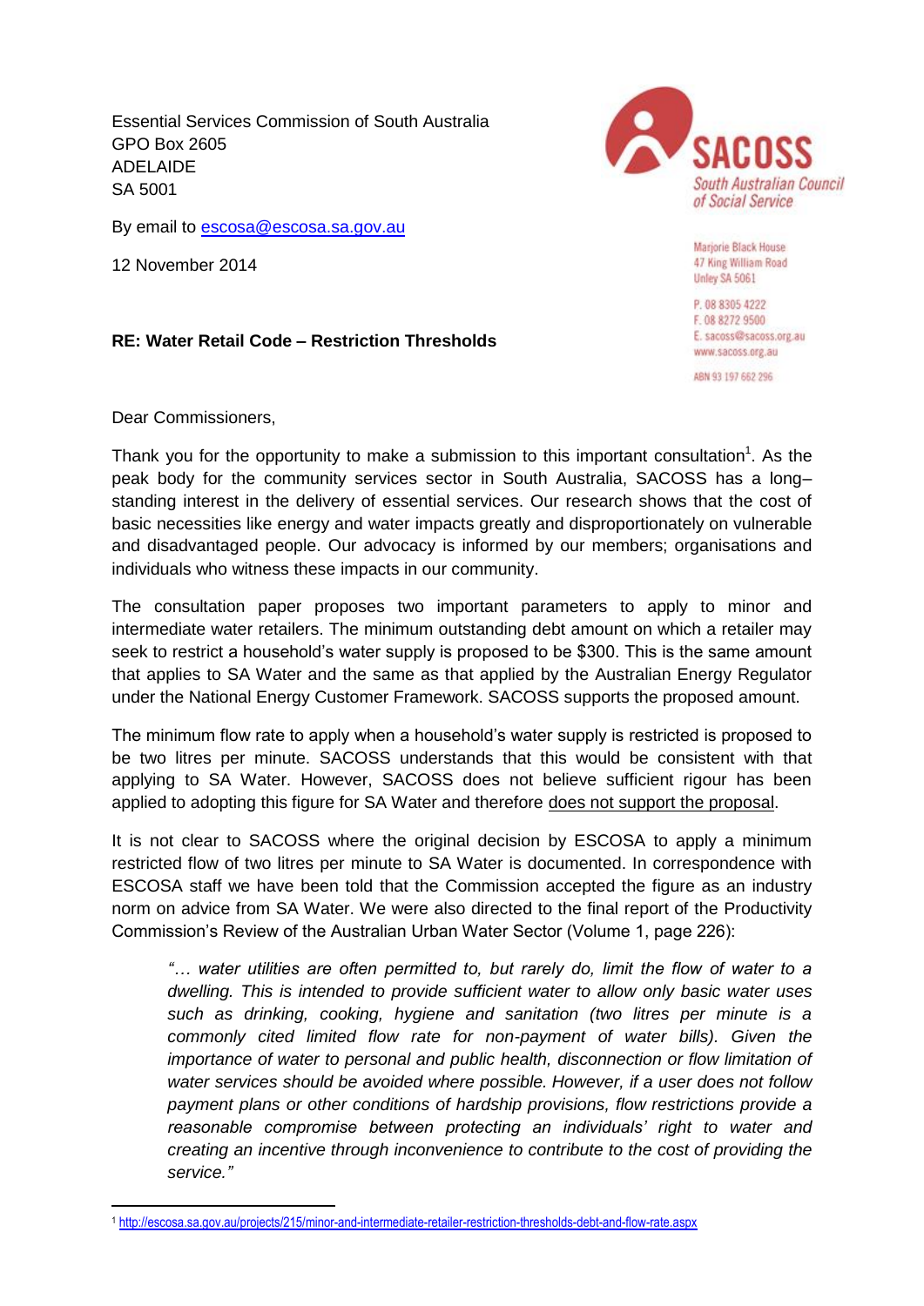Essential Services Commission of South Australia
GPO Box 2605
ADELAIDE
SA 5001

SACOSS
South Australian Council of Social Service

Marjorie Black House
47 King William Road
Unley SA 5061

P. 08 8305 4222
F. 08 8272 9500
E. sacoss@sacoss.org.au
www.sacoss.org.au

ABN 93 197 662 296

By email to escosa@escosa.sa.gov.au

12 November 2014

**RE: Water Retail Code – Restriction Thresholds**

Dear Commissioners,

Thank you for the opportunity to make a submission to this important consultation[1]. As the peak body for the community services sector in South Australia, SACOSS has a long–standing interest in the delivery of essential services. Our research shows that the cost of basic necessities like energy and water impacts greatly and disproportionately on vulnerable and disadvantaged people. Our advocacy is informed by our members; organisations and individuals who witness these impacts in our community.

The consultation paper proposes two important parameters to apply to minor and intermediate water retailers. The minimum outstanding debt amount on which a retailer may seek to restrict a household's water supply is proposed to be $300. This is the same amount that applies to SA Water and the same as that applied by the Australian Energy Regulator under the National Energy Customer Framework. SACOSS supports the proposed amount.

The minimum flow rate to apply when a household's water supply is restricted is proposed to be two litres per minute. SACOSS understands that this would be consistent with that applying to SA Water. However, SACOSS does not believe sufficient rigour has been applied to adopting this figure for SA Water and therefore <u>does not support the proposal</u>.

It is not clear to SACOSS where the original decision by ESCOSA to apply a minimum restricted flow of two litres per minute to SA Water is documented. In correspondence with ESCOSA staff we have been told that the Commission accepted the figure as an industry norm on advice from SA Water. We were also directed to the final report of the Productivity Commission's Review of the Australian Urban Water Sector (Volume 1, page 226):

> *"… water utilities are often permitted to, but rarely do, limit the flow of water to a dwelling. This is intended to provide sufficient water to allow only basic water uses such as drinking, cooking, hygiene and sanitation (two litres per minute is a commonly cited limited flow rate for non-payment of water bills). Given the importance of water to personal and public health, disconnection or flow limitation of water services should be avoided where possible. However, if a user does not follow payment plans or other conditions of hardship provisions, flow restrictions provide a reasonable compromise between protecting an individuals' right to water and creating an incentive through inconvenience to contribute to the cost of providing the service."*

---

[1] http://escosa.sa.gov.au/projects/215/minor-and-intermediate-retailer-restriction-thresholds-debt-and-flow-rate.aspx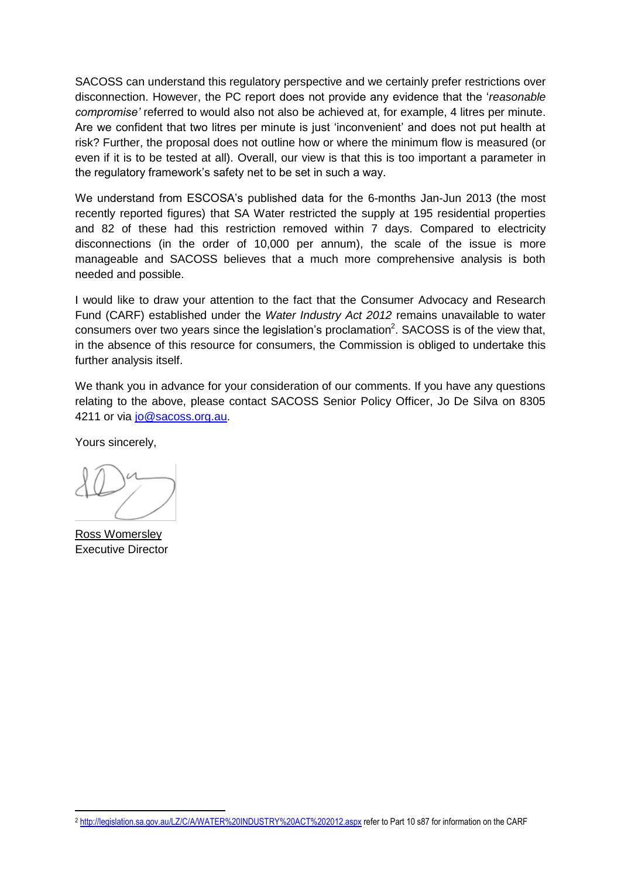SACOSS can understand this regulatory perspective and we certainly prefer restrictions over disconnection. However, the PC report does not provide any evidence that the '*reasonable compromise'* referred to would also not also be achieved at, for example, 4 litres per minute. Are we confident that two litres per minute is just 'inconvenient' and does not put health at risk? Further, the proposal does not outline how or where the minimum flow is measured (or even if it is to be tested at all). Overall, our view is that this is too important a parameter in the regulatory framework's safety net to be set in such a way.

We understand from ESCOSA's published data for the 6-months Jan-Jun 2013 (the most recently reported figures) that SA Water restricted the supply at 195 residential properties and 82 of these had this restriction removed within 7 days. Compared to electricity disconnections (in the order of 10,000 per annum), the scale of the issue is more manageable and SACOSS believes that a much more comprehensive analysis is both needed and possible.

I would like to draw your attention to the fact that the Consumer Advocacy and Research Fund (CARF) established under the *Water Industry Act 2012* remains unavailable to water consumers over two years since the legislation's proclamation[2]. SACOSS is of the view that, in the absence of this resource for consumers, the Commission is obliged to undertake this further analysis itself.

We thank you in advance for your consideration of our comments. If you have any questions relating to the above, please contact SACOSS Senior Policy Officer, Jo De Silva on 8305 4211 or via jo@sacoss.org.au.

Yours sincerely,

Ross Womersley
Executive Director

[2] http://legislation.sa.gov.au/LZ/C/A/WATER%20INDUSTRY%20ACT%202012.aspx refer to Part 10 s87 for information on the CARF